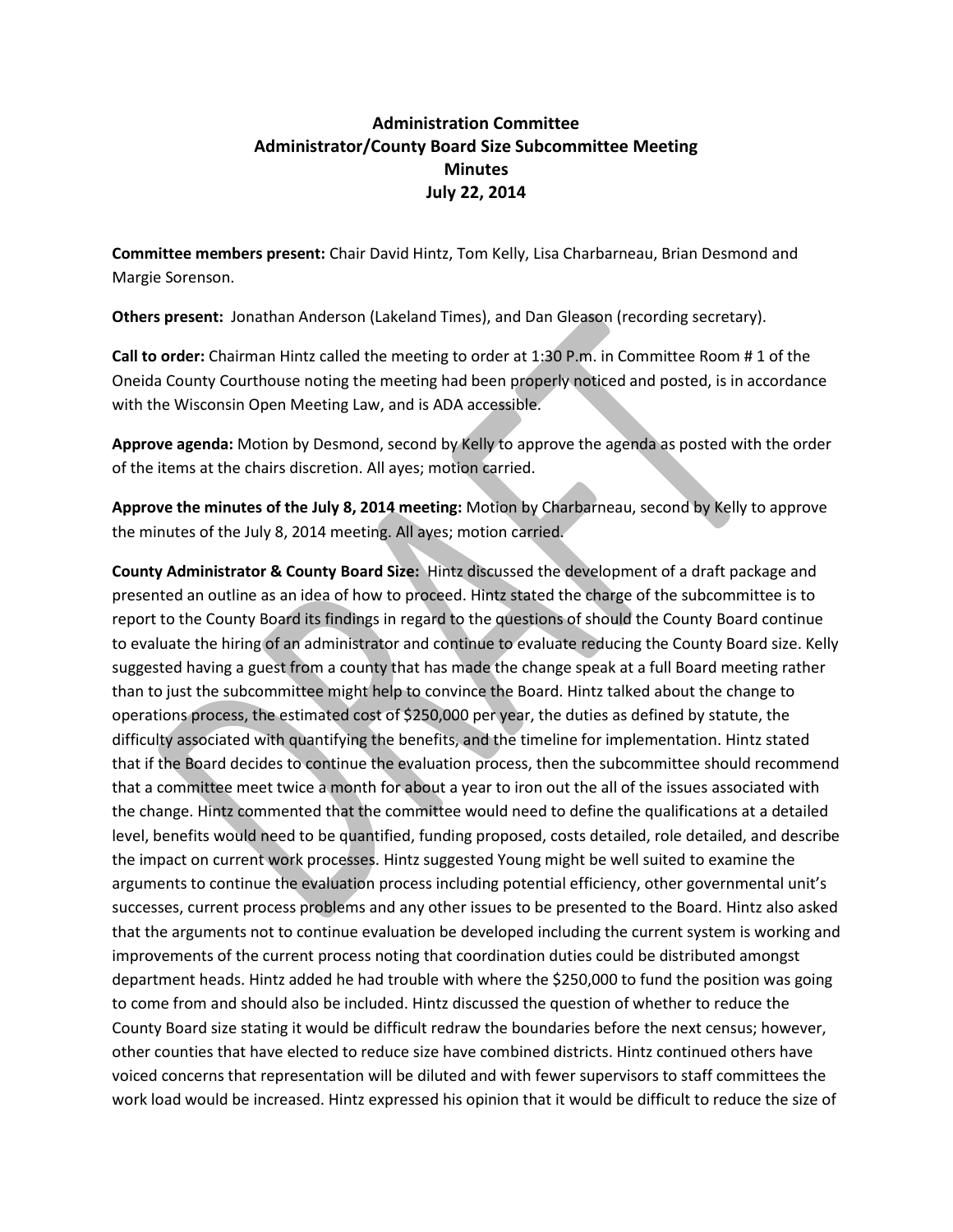# Administration Committee
## Administrator/County Board Size Subcommittee Meeting
## Minutes
## July 22, 2014

**Committee members present:** Chair David Hintz, Tom Kelly, Lisa Charbarneau, Brian Desmond and Margie Sorenson.

**Others present:** Jonathan Anderson (Lakeland Times), and Dan Gleason (recording secretary).

**Call to order:** Chairman Hintz called the meeting to order at 1:30 P.m. in Committee Room # 1 of the Oneida County Courthouse noting the meeting had been properly noticed and posted, is in accordance with the Wisconsin Open Meeting Law, and is ADA accessible.

**Approve agenda:** Motion by Desmond, second by Kelly to approve the agenda as posted with the order of the items at the chairs discretion. All ayes; motion carried.

**Approve the minutes of the July 8, 2014 meeting:** Motion by Charbarneau, second by Kelly to approve the minutes of the July 8, 2014 meeting. All ayes; motion carried.

**County Administrator & County Board Size:** Hintz discussed the development of a draft package and presented an outline as an idea of how to proceed. Hintz stated the charge of the subcommittee is to report to the County Board its findings in regard to the questions of should the County Board continue to evaluate the hiring of an administrator and continue to evaluate reducing the County Board size. Kelly suggested having a guest from a county that has made the change speak at a full Board meeting rather than to just the subcommittee might help to convince the Board. Hintz talked about the change to operations process, the estimated cost of $250,000 per year, the duties as defined by statute, the difficulty associated with quantifying the benefits, and the timeline for implementation. Hintz stated that if the Board decides to continue the evaluation process, then the subcommittee should recommend that a committee meet twice a month for about a year to iron out the all of the issues associated with the change. Hintz commented that the committee would need to define the qualifications at a detailed level, benefits would need to be quantified, funding proposed, costs detailed, role detailed, and describe the impact on current work processes. Hintz suggested Young might be well suited to examine the arguments to continue the evaluation process including potential efficiency, other governmental unit's successes, current process problems and any other issues to be presented to the Board. Hintz also asked that the arguments not to continue evaluation be developed including the current system is working and improvements of the current process noting that coordination duties could be distributed amongst department heads. Hintz added he had trouble with where the $250,000 to fund the position was going to come from and should also be included. Hintz discussed the question of whether to reduce the County Board size stating it would be difficult redraw the boundaries before the next census; however, other counties that have elected to reduce size have combined districts. Hintz continued others have voiced concerns that representation will be diluted and with fewer supervisors to staff committees the work load would be increased. Hintz expressed his opinion that it would be difficult to reduce the size of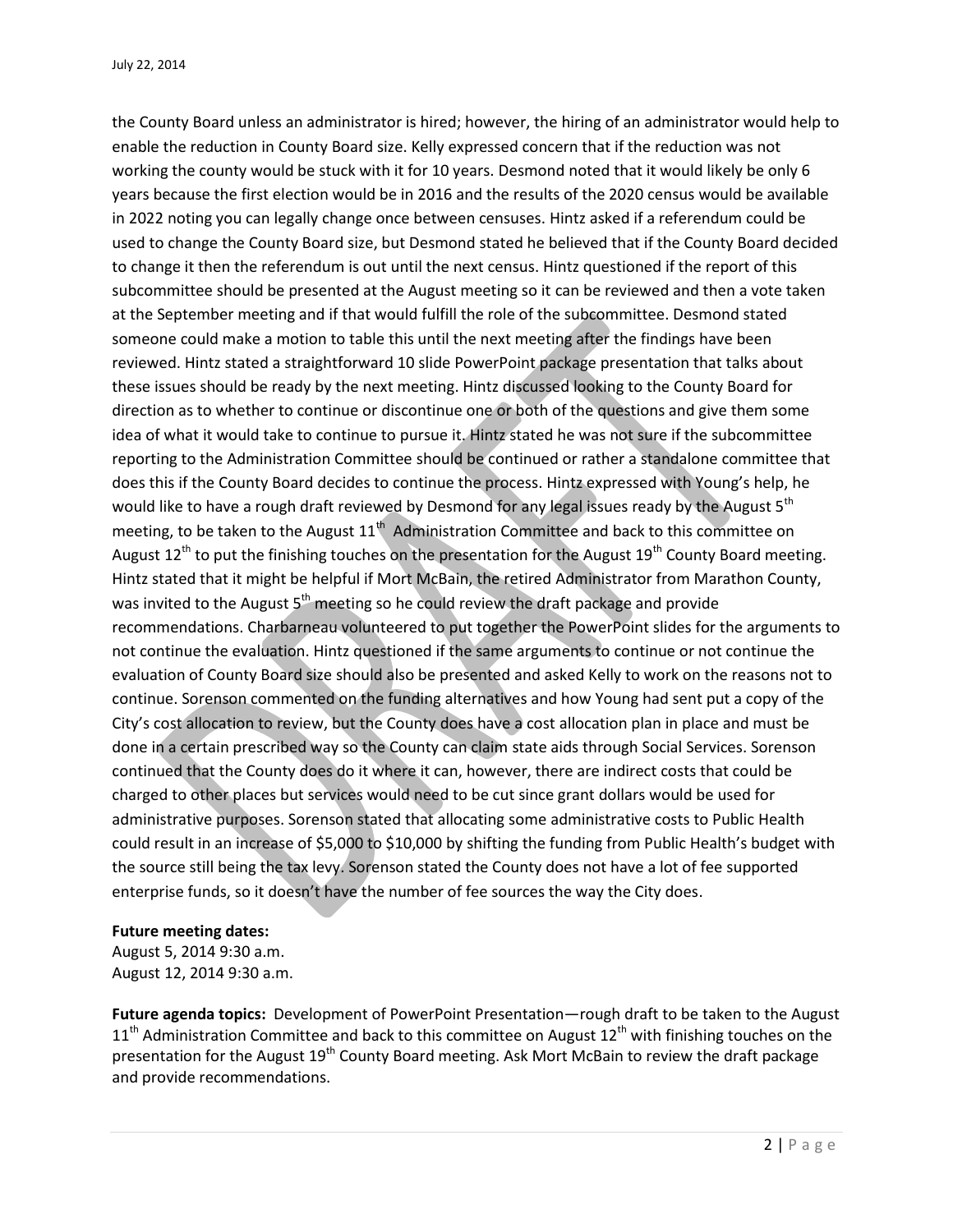the County Board unless an administrator is hired; however, the hiring of an administrator would help to enable the reduction in County Board size. Kelly expressed concern that if the reduction was not working the county would be stuck with it for 10 years. Desmond noted that it would likely be only 6 years because the first election would be in 2016 and the results of the 2020 census would be available in 2022 noting you can legally change once between censuses. Hintz asked if a referendum could be used to change the County Board size, but Desmond stated he believed that if the County Board decided to change it then the referendum is out until the next census. Hintz questioned if the report of this subcommittee should be presented at the August meeting so it can be reviewed and then a vote taken at the September meeting and if that would fulfill the role of the subcommittee. Desmond stated someone could make a motion to table this until the next meeting after the findings have been reviewed. Hintz stated a straightforward 10 slide PowerPoint package presentation that talks about these issues should be ready by the next meeting. Hintz discussed looking to the County Board for direction as to whether to continue or discontinue one or both of the questions and give them some idea of what it would take to continue to pursue it. Hintz stated he was not sure if the subcommittee reporting to the Administration Committee should be continued or rather a standalone committee that does this if the County Board decides to continue the process. Hintz expressed with Young's help, he would like to have a rough draft reviewed by Desmond for any legal issues ready by the August 5th meeting, to be taken to the August 11th Administration Committee and back to this committee on August 12th to put the finishing touches on the presentation for the August 19th County Board meeting. Hintz stated that it might be helpful if Mort McBain, the retired Administrator from Marathon County, was invited to the August 5th meeting so he could review the draft package and provide recommendations. Charbarneau volunteered to put together the PowerPoint slides for the arguments to not continue the evaluation. Hintz questioned if the same arguments to continue or not continue the evaluation of County Board size should also be presented and asked Kelly to work on the reasons not to continue. Sorenson commented on the funding alternatives and how Young had sent put a copy of the City's cost allocation to review, but the County does have a cost allocation plan in place and must be done in a certain prescribed way so the County can claim state aids through Social Services. Sorenson continued that the County does do it where it can, however, there are indirect costs that could be charged to other places but services would need to be cut since grant dollars would be used for administrative purposes. Sorenson stated that allocating some administrative costs to Public Health could result in an increase of $5,000 to $10,000 by shifting the funding from Public Health's budget with the source still being the tax levy. Sorenson stated the County does not have a lot of fee supported enterprise funds, so it doesn't have the number of fee sources the way the City does.

**Future meeting dates:**
August 5, 2014 9:30 a.m.
August 12, 2014 9:30 a.m.

**Future agenda topics:** Development of PowerPoint Presentation—rough draft to be taken to the August 11th Administration Committee and back to this committee on August 12th with finishing touches on the presentation for the August 19th County Board meeting. Ask Mort McBain to review the draft package and provide recommendations.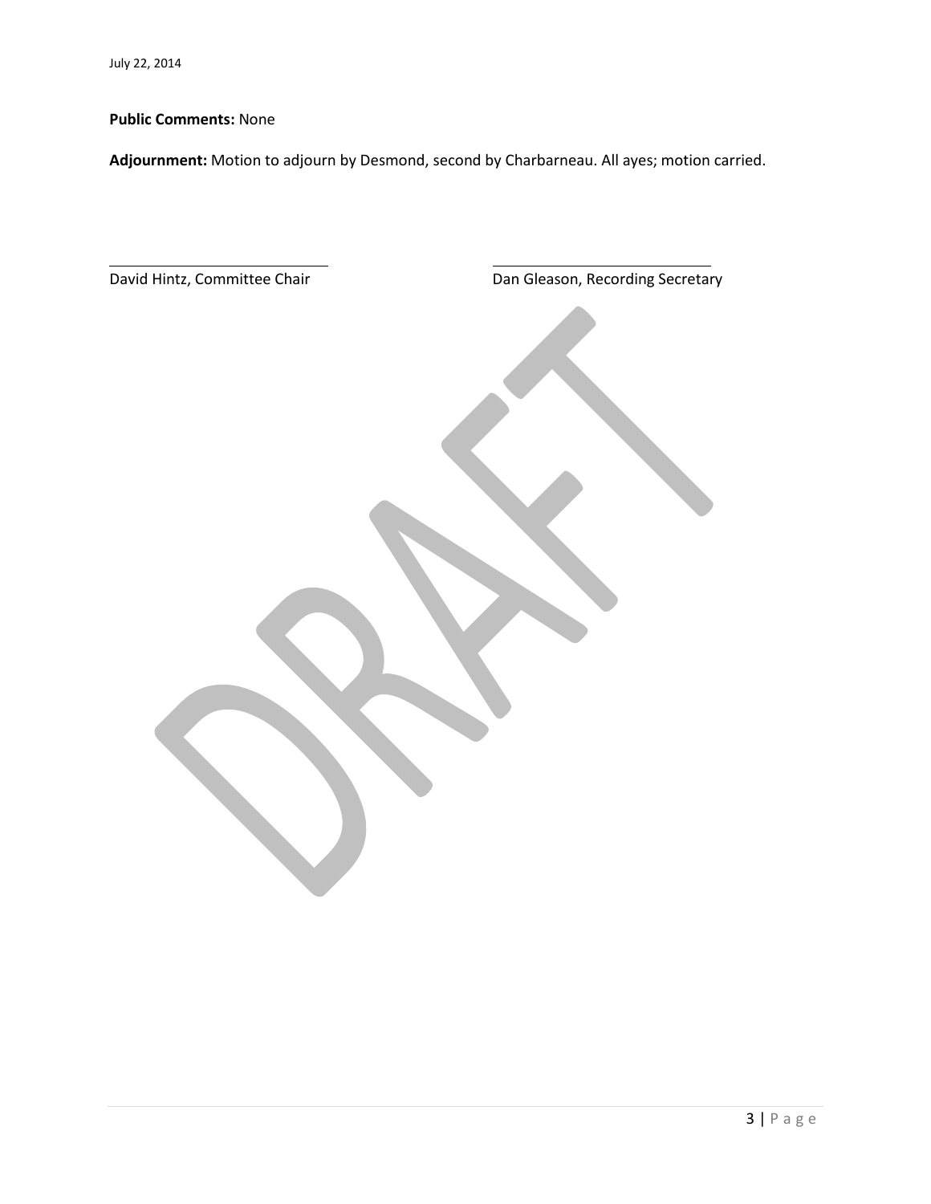**Public Comments:** None

**Adjournment:** Motion to adjourn by Desmond, second by Charbarneau. All ayes; motion carried.

David Hintz, Committee Chair

Dan Gleason, Recording Secretary

DRAFT